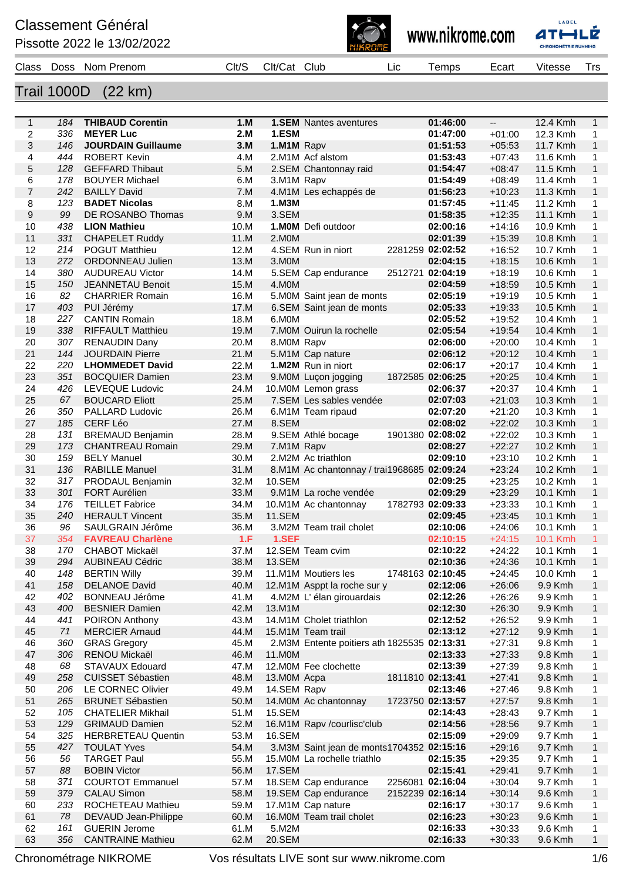# Classement Général

Pissotte 2022 le 13/02/2022

www.nikrome.com

## Trail 1000D (22 km)

| Class | Doss | Nom Prenom | Clt/S | Clt/Cat | Club | Lic | Temps | Ecart | Vitesse | Trs |
|---|---|---|---|---|---|---|---|---|---|---|
| 1 | 184 | **THIBAUD Corentin** | **1.M** | **1.SEM** | Nantes aventures | | **01:46:00** | -- | 12.4 Kmh | 1 |
| 2 | 336 | **MEYER Luc** | **2.M** | **1.ESM** | | | **01:47:00** | +01:00 | 12.3 Kmh | 1 |
| 3 | 146 | **JOURDAIN Guillaume** | **3.M** | **1.M1M** | Rapv | | **01:51:53** | +05:53 | 11.7 Kmh | 1 |
| 4 | 444 | ROBERT Kevin | 4.M | 2.M1M | Acf alstom | | **01:53:43** | +07:43 | 11.6 Kmh | 1 |
| 5 | 128 | GEFFARD Thibaut | 5.M | 2.SEM | Chantonnay raid | | **01:54:47** | +08:47 | 11.5 Kmh | 1 |
| 6 | 178 | BOUYER Michael | 6.M | 3.M1M | Rapv | | **01:54:49** | +08:49 | 11.4 Kmh | 1 |
| 7 | 242 | BAILLY David | 7.M | 4.M1M | Les echappés de | | **01:56:23** | +10:23 | 11.3 Kmh | 1 |
| 8 | 123 | **BADET Nicolas** | 8.M | **1.M3M** | | | **01:57:45** | +11:45 | 11.2 Kmh | 1 |
| 9 | 99 | DE ROSANBO Thomas | 9.M | 3.SEM | | | **01:58:35** | +12:35 | 11.1 Kmh | 1 |
| 10 | 438 | **LION Mathieu** | 10.M | **1.M0M** | Defi outdoor | | **02:00:16** | +14:16 | 10.9 Kmh | 1 |
| 11 | 331 | CHAPELET Ruddy | 11.M | 2.M0M | | | **02:01:39** | +15:39 | 10.8 Kmh | 1 |
| 12 | 214 | POGUT Matthieu | 12.M | 4.SEM | Run in niort | 2281259 | **02:02:52** | +16:52 | 10.7 Kmh | 1 |
| 13 | 272 | ORDONNEAU Julien | 13.M | 3.M0M | | | **02:04:15** | +18:15 | 10.6 Kmh | 1 |
| 14 | 380 | AUDUREAU Victor | 14.M | 5.SEM | Cap endurance | 2512721 | **02:04:19** | +18:19 | 10.6 Kmh | 1 |
| 15 | 150 | JEANNETEAU Benoit | 15.M | 4.M0M | | | **02:04:59** | +18:59 | 10.5 Kmh | 1 |
| 16 | 82 | CHARRIER Romain | 16.M | 5.M0M | Saint jean de monts | | **02:05:19** | +19:19 | 10.5 Kmh | 1 |
| 17 | 403 | PUI Jérémy | 17.M | 6.SEM | Saint jean de monts | | **02:05:33** | +19:33 | 10.5 Kmh | 1 |
| 18 | 227 | CANTIN Romain | 18.M | 6.M0M | | | **02:05:52** | +19:52 | 10.4 Kmh | 1 |
| 19 | 338 | RIFFAULT Matthieu | 19.M | 7.M0M | Ouirun la rochelle | | **02:05:54** | +19:54 | 10.4 Kmh | 1 |
| 20 | 307 | RENAUDIN Dany | 20.M | 8.M0M | Rapv | | **02:06:00** | +20:00 | 10.4 Kmh | 1 |
| 21 | 144 | JOURDAIN Pierre | 21.M | 5.M1M | Cap nature | | **02:06:12** | +20:12 | 10.4 Kmh | 1 |
| 22 | 220 | **LHOMMEDET David** | 22.M | **1.M2M** | Run in niort | | **02:06:17** | +20:17 | 10.4 Kmh | 1 |
| 23 | 351 | BOCQUIER Damien | 23.M | 9.M0M | Luçon jogging | 1872585 | **02:06:25** | +20:25 | 10.4 Kmh | 1 |
| 24 | 426 | LEVEQUE Ludovic | 24.M | 10.M0M | Lemon grass | | **02:06:37** | +20:37 | 10.4 Kmh | 1 |
| 25 | 67 | BOUCARD Eliott | 25.M | 7.SEM | Les sables vendée | | **02:07:03** | +21:03 | 10.3 Kmh | 1 |
| 26 | 350 | PALLARD Ludovic | 26.M | 6.M1M | Team ripaud | | **02:07:20** | +21:20 | 10.3 Kmh | 1 |
| 27 | 185 | CERF Léo | 27.M | 8.SEM | | | **02:08:02** | +22:02 | 10.3 Kmh | 1 |
| 28 | 131 | BREMAUD Benjamin | 28.M | 9.SEM | Athlé bocage | 1901380 | **02:08:02** | +22:02 | 10.3 Kmh | 1 |
| 29 | 173 | CHANTREAU Romain | 29.M | 7.M1M | Rapv | | **02:08:27** | +22:27 | 10.2 Kmh | 1 |
| 30 | 159 | BELY Manuel | 30.M | 2.M2M | Ac triathlon | | **02:09:10** | +23:10 | 10.2 Kmh | 1 |
| 31 | 136 | RABILLE Manuel | 31.M | 8.M1M | Ac chantonnay / trai | 1968685 | **02:09:24** | +23:24 | 10.2 Kmh | 1 |
| 32 | 317 | PRODAUL Benjamin | 32.M | 10.SEM | | | **02:09:25** | +23:25 | 10.2 Kmh | 1 |
| 33 | 301 | FORT Aurélien | 33.M | 9.M1M | La roche vendée | | **02:09:29** | +23:29 | 10.1 Kmh | 1 |
| 34 | 176 | TEILLET Fabrice | 34.M | 10.M1M | Ac chantonnay | 1782793 | **02:09:33** | +23:33 | 10.1 Kmh | 1 |
| 35 | 240 | HERAULT Vincent | 35.M | 11.SEM | | | **02:09:45** | +23:45 | 10.1 Kmh | 1 |
| 36 | 96 | SAULGRAIN Jérôme | 36.M | 3.M2M | Team trail cholet | | **02:10:06** | +24:06 | 10.1 Kmh | 1 |
| 37 | 354 | **FAVREAU Charlène** | **1.F** | **1.SEF** | | | **02:10:15** | +24:15 | 10.1 Kmh | 1 |
| 38 | 170 | CHABOT Mickaël | 37.M | 12.SEM | Team cvim | | **02:10:22** | +24:22 | 10.1 Kmh | 1 |
| 39 | 294 | AUBINEAU Cédric | 38.M | 13.SEM | | | **02:10:36** | +24:36 | 10.1 Kmh | 1 |
| 40 | 148 | BERTIN Willy | 39.M | 11.M1M | Moutiers les | 1748163 | **02:10:45** | +24:45 | 10.0 Kmh | 1 |
| 41 | 158 | DELANOE David | 40.M | 12.M1M | Asppt la roche sur y | | **02:12:06** | +26:06 | 9.9 Kmh | 1 |
| 42 | 402 | BONNEAU Jérôme | 41.M | 4.M2M | L' élan girouardais | | **02:12:26** | +26:26 | 9.9 Kmh | 1 |
| 43 | 400 | BESNIER Damien | 42.M | 13.M1M | | | **02:12:30** | +26:30 | 9.9 Kmh | 1 |
| 44 | 441 | POIRON Anthony | 43.M | 14.M1M | Cholet triathlon | | **02:12:52** | +26:52 | 9.9 Kmh | 1 |
| 45 | 71 | MERCIER Arnaud | 44.M | 15.M1M | Team trail | | **02:13:12** | +27:12 | 9.9 Kmh | 1 |
| 46 | 360 | GRAS Gregory | 45.M | 2.M3M | Entente poitiers ath | 1825535 | **02:13:31** | +27:31 | 9.8 Kmh | 1 |
| 47 | 306 | RENOU Mickaël | 46.M | 11.M0M | | | **02:13:33** | +27:33 | 9.8 Kmh | 1 |
| 48 | 68 | STAVAUX Edouard | 47.M | 12.M0M | Fee clochette | | **02:13:39** | +27:39 | 9.8 Kmh | 1 |
| 49 | 258 | CUISSET Sébastien | 48.M | 13.M0M | Acpa | 1811810 | **02:13:41** | +27:41 | 9.8 Kmh | 1 |
| 50 | 206 | LE CORNEC Olivier | 49.M | 14.SEM | Rapv | | **02:13:46** | +27:46 | 9.8 Kmh | 1 |
| 51 | 265 | BRUNET Sébastien | 50.M | 14.M0M | Ac chantonnay | 1723750 | **02:13:57** | +27:57 | 9.8 Kmh | 1 |
| 52 | 105 | CHATELIER Mikhail | 51.M | 15.SEM | | | **02:14:43** | +28:43 | 9.7 Kmh | 1 |
| 53 | 129 | GRIMAUD Damien | 52.M | 16.M1M | Rapv /courlisc'club | | **02:14:56** | +28:56 | 9.7 Kmh | 1 |
| 54 | 325 | HERBRETEAU Quentin | 53.M | 16.SEM | | | **02:15:09** | +29:09 | 9.7 Kmh | 1 |
| 55 | 427 | TOULAT Yves | 54.M | 3.M3M | Saint jean de monts | 1704352 | **02:15:16** | +29:16 | 9.7 Kmh | 1 |
| 56 | 56 | TARGET Paul | 55.M | 15.M0M | La rochelle triathlo | | **02:15:35** | +29:35 | 9.7 Kmh | 1 |
| 57 | 88 | BOBIN Victor | 56.M | 17.SEM | | | **02:15:41** | +29:41 | 9.7 Kmh | 1 |
| 58 | 371 | COURTOT Emmanuel | 57.M | 18.SEM | Cap endurance | 2256081 | **02:16:04** | +30:04 | 9.7 Kmh | 1 |
| 59 | 379 | CALAU Simon | 58.M | 19.SEM | Cap endurance | 2152239 | **02:16:14** | +30:14 | 9.6 Kmh | 1 |
| 60 | 233 | ROCHETEAU Mathieu | 59.M | 17.M1M | Cap nature | | **02:16:17** | +30:17 | 9.6 Kmh | 1 |
| 61 | 78 | DEVAUD Jean-Philippe | 60.M | 16.M0M | Team trail cholet | | **02:16:23** | +30:23 | 9.6 Kmh | 1 |
| 62 | 161 | GUERIN Jerome | 61.M | 5.M2M | | | **02:16:33** | +30:33 | 9.6 Kmh | 1 |
| 63 | 356 | CANTRAINE Mathieu | 62.M | 20.SEM | | | **02:16:33** | +30:33 | 9.6 Kmh | 1 |

Chronométrage NIKROME — Vos résultats LIVE sont sur www.nikrome.com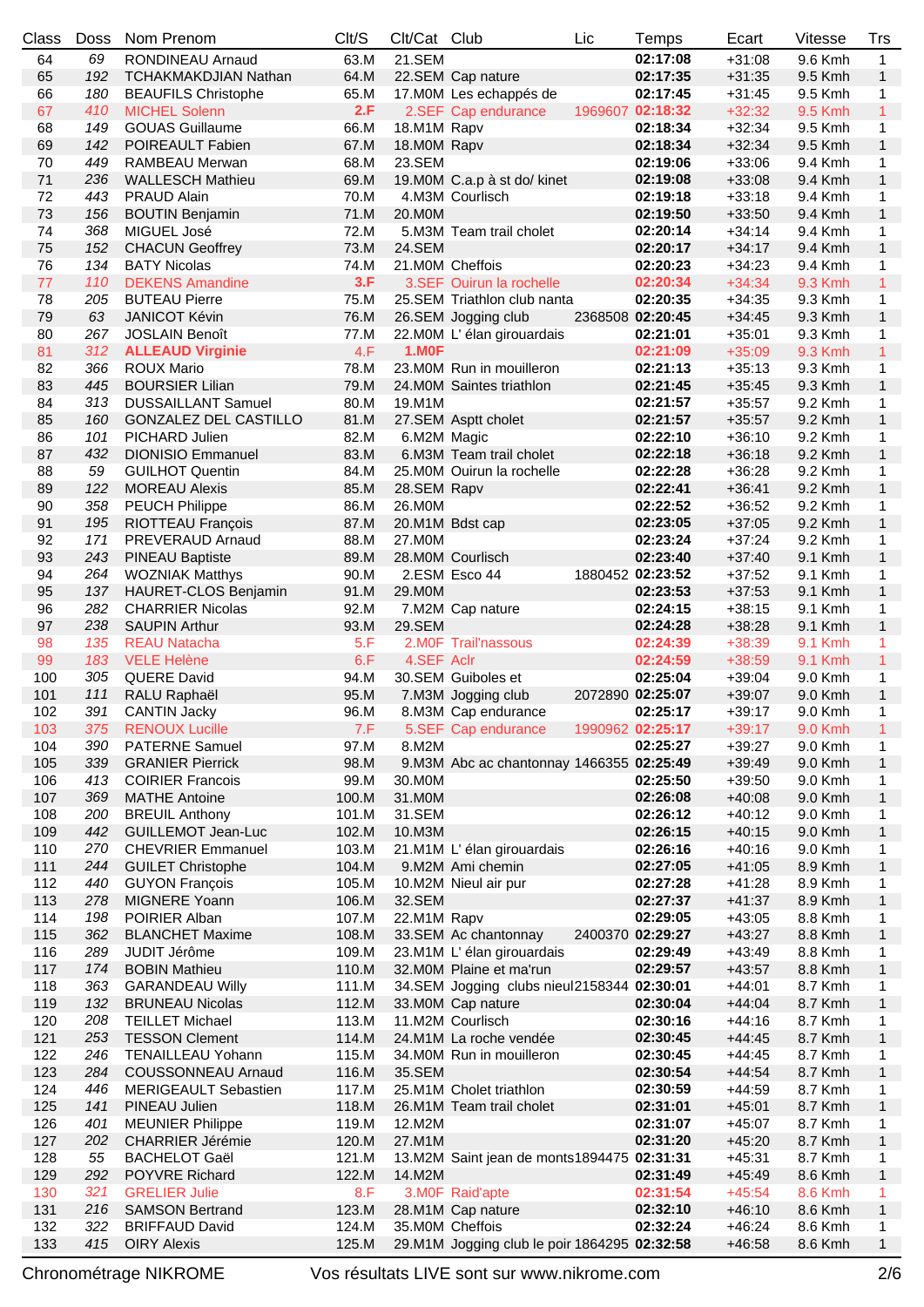| Class | Doss | Nom Prenom | Clt/S | Clt/Cat | Club | Lic | Temps | Ecart | Vitesse | Trs |
|---|---|---|---|---|---|---|---|---|---|---|
| 64 | 69 | RONDINEAU Arnaud | 63.M | 21.SEM | | | 02:17:08 | +31:08 | 9.6 Kmh | 1 |
| 65 | 192 | TCHAKMAKDJIAN Nathan | 64.M | 22.SEM | Cap nature | | 02:17:35 | +31:35 | 9.5 Kmh | 1 |
| 66 | 180 | BEAUFILS Christophe | 65.M | 17.M0M | Les echappés de | | 02:17:45 | +31:45 | 9.5 Kmh | 1 |
| 67 | 410 | MICHEL Solenn | 2.F | 2.SEF | Cap endurance | 1969607 | 02:18:32 | +32:32 | 9.5 Kmh | 1 |
| 68 | 149 | GOUAS Guillaume | 66.M | 18.M1M | Rapv | | 02:18:34 | +32:34 | 9.5 Kmh | 1 |
| 69 | 142 | POIREAULT Fabien | 67.M | 18.M0M | Rapv | | 02:18:34 | +32:34 | 9.5 Kmh | 1 |
| 70 | 449 | RAMBEAU Merwan | 68.M | 23.SEM | | | 02:19:06 | +33:06 | 9.4 Kmh | 1 |
| 71 | 236 | WALLESCH Mathieu | 69.M | 19.M0M | C.a.p à st do/ kinet | | 02:19:08 | +33:08 | 9.4 Kmh | 1 |
| 72 | 443 | PRAUD Alain | 70.M | 4.M3M | Courlisch | | 02:19:18 | +33:18 | 9.4 Kmh | 1 |
| 73 | 156 | BOUTIN Benjamin | 71.M | 20.M0M | | | 02:19:50 | +33:50 | 9.4 Kmh | 1 |
| 74 | 368 | MIGUEL José | 72.M | 5.M3M | Team trail cholet | | 02:20:14 | +34:14 | 9.4 Kmh | 1 |
| 75 | 152 | CHACUN Geoffrey | 73.M | 24.SEM | | | 02:20:17 | +34:17 | 9.4 Kmh | 1 |
| 76 | 134 | BATY Nicolas | 74.M | 21.M0M | Cheffois | | 02:20:23 | +34:23 | 9.4 Kmh | 1 |
| 77 | 110 | DEKENS Amandine | 3.F | 3.SEF | Ouirun la rochelle | | 02:20:34 | +34:34 | 9.3 Kmh | 1 |
| 78 | 205 | BUTEAU Pierre | 75.M | 25.SEM | Triathlon club nanta | | 02:20:35 | +34:35 | 9.3 Kmh | 1 |
| 79 | 63 | JANICOT Kévin | 76.M | 26.SEM | Jogging club | 2368508 | 02:20:45 | +34:45 | 9.3 Kmh | 1 |
| 80 | 267 | JOSLAIN Benoît | 77.M | 22.M0M | L' élan girouardais | | 02:21:01 | +35:01 | 9.3 Kmh | 1 |
| 81 | 312 | **ALLEAUD Virginie** | 4.F | **1.M0F** | | | 02:21:09 | +35:09 | 9.3 Kmh | 1 |
| 82 | 366 | ROUX Mario | 78.M | 23.M0M | Run in mouilleron | | 02:21:13 | +35:13 | 9.3 Kmh | 1 |
| 83 | 445 | BOURSIER Lilian | 79.M | 24.M0M | Saintes triathlon | | 02:21:45 | +35:45 | 9.3 Kmh | 1 |
| 84 | 313 | DUSSAILLANT Samuel | 80.M | 19.M1M | | | 02:21:57 | +35:57 | 9.2 Kmh | 1 |
| 85 | 160 | GONZALEZ DEL CASTILLO | 81.M | 27.SEM | Asptt cholet | | 02:21:57 | +35:57 | 9.2 Kmh | 1 |
| 86 | 101 | PICHARD Julien | 82.M | 6.M2M | Magic | | 02:22:10 | +36:10 | 9.2 Kmh | 1 |
| 87 | 432 | DIONISIO Emmanuel | 83.M | 6.M3M | Team trail cholet | | 02:22:18 | +36:18 | 9.2 Kmh | 1 |
| 88 | 59 | GUILHOT Quentin | 84.M | 25.M0M | Ouirun la rochelle | | 02:22:28 | +36:28 | 9.2 Kmh | 1 |
| 89 | 122 | MOREAU Alexis | 85.M | 28.SEM | Rapv | | 02:22:41 | +36:41 | 9.2 Kmh | 1 |
| 90 | 358 | PEUCH Philippe | 86.M | 26.M0M | | | 02:22:52 | +36:52 | 9.2 Kmh | 1 |
| 91 | 195 | RIOTTEAU François | 87.M | 20.M1M | Bdst cap | | 02:23:05 | +37:05 | 9.2 Kmh | 1 |
| 92 | 171 | PREVERAUD Arnaud | 88.M | 27.M0M | | | 02:23:24 | +37:24 | 9.2 Kmh | 1 |
| 93 | 243 | PINEAU Baptiste | 89.M | 28.M0M | Courlisch | | 02:23:40 | +37:40 | 9.1 Kmh | 1 |
| 94 | 264 | WOZNIAK Matthys | 90.M | 2.ESM | Esco 44 | 1880452 | 02:23:52 | +37:52 | 9.1 Kmh | 1 |
| 95 | 137 | HAURET-CLOS Benjamin | 91.M | 29.M0M | | | 02:23:53 | +37:53 | 9.1 Kmh | 1 |
| 96 | 282 | CHARRIER Nicolas | 92.M | 7.M2M | Cap nature | | 02:24:15 | +38:15 | 9.1 Kmh | 1 |
| 97 | 238 | SAUPIN Arthur | 93.M | 29.SEM | | | 02:24:28 | +38:28 | 9.1 Kmh | 1 |
| 98 | 135 | REAU Natacha | 5.F | 2.M0F | Trail'nassous | | 02:24:39 | +38:39 | 9.1 Kmh | 1 |
| 99 | 183 | VELE Helène | 6.F | 4.SEF | Aclr | | 02:24:59 | +38:59 | 9.1 Kmh | 1 |
| 100 | 305 | QUERE David | 94.M | 30.SEM | Guiboles et | | 02:25:04 | +39:04 | 9.0 Kmh | 1 |
| 101 | 111 | RALU Raphaël | 95.M | 7.M3M | Jogging club | 2072890 | 02:25:07 | +39:07 | 9.0 Kmh | 1 |
| 102 | 391 | CANTIN Jacky | 96.M | 8.M3M | Cap endurance | | 02:25:17 | +39:17 | 9.0 Kmh | 1 |
| 103 | 375 | RENOUX Lucille | 7.F | 5.SEF | Cap endurance | 1990962 | 02:25:17 | +39:17 | 9.0 Kmh | 1 |
| 104 | 390 | PATERNE Samuel | 97.M | 8.M2M | | | 02:25:27 | +39:27 | 9.0 Kmh | 1 |
| 105 | 339 | GRANIER Pierrick | 98.M | 9.M3M | Abc ac chantonnay | 1466355 | 02:25:49 | +39:49 | 9.0 Kmh | 1 |
| 106 | 413 | COIRIER Francois | 99.M | 30.M0M | | | 02:25:50 | +39:50 | 9.0 Kmh | 1 |
| 107 | 369 | MATHE Antoine | 100.M | 31.M0M | | | 02:26:08 | +40:08 | 9.0 Kmh | 1 |
| 108 | 200 | BREUIL Anthony | 101.M | 31.SEM | | | 02:26:12 | +40:12 | 9.0 Kmh | 1 |
| 109 | 442 | GUILLEMOT Jean-Luc | 102.M | 10.M3M | | | 02:26:15 | +40:15 | 9.0 Kmh | 1 |
| 110 | 270 | CHEVRIER Emmanuel | 103.M | 21.M1M | L' élan girouardais | | 02:26:16 | +40:16 | 9.0 Kmh | 1 |
| 111 | 244 | GUILET Christophe | 104.M | 9.M2M | Ami chemin | | 02:27:05 | +41:05 | 8.9 Kmh | 1 |
| 112 | 440 | GUYON François | 105.M | 10.M2M | Nieul air pur | | 02:27:28 | +41:28 | 8.9 Kmh | 1 |
| 113 | 278 | MIGNERE Yoann | 106.M | 32.SEM | | | 02:27:37 | +41:37 | 8.9 Kmh | 1 |
| 114 | 198 | POIRIER Alban | 107.M | 22.M1M | Rapv | | 02:29:05 | +43:05 | 8.8 Kmh | 1 |
| 115 | 362 | BLANCHET Maxime | 108.M | 33.SEM | Ac chantonnay | 2400370 | 02:29:27 | +43:27 | 8.8 Kmh | 1 |
| 116 | 289 | JUDIT Jérôme | 109.M | 23.M1M | L' élan girouardais | | 02:29:49 | +43:49 | 8.8 Kmh | 1 |
| 117 | 174 | BOBIN Mathieu | 110.M | 32.M0M | Plaine et ma'run | | 02:29:57 | +43:57 | 8.8 Kmh | 1 |
| 118 | 363 | GARANDEAU Willy | 111.M | 34.SEM | Jogging clubs nieul | 2158344 | 02:30:01 | +44:01 | 8.7 Kmh | 1 |
| 119 | 132 | BRUNEAU Nicolas | 112.M | 33.M0M | Cap nature | | 02:30:04 | +44:04 | 8.7 Kmh | 1 |
| 120 | 208 | TEILLET Michael | 113.M | 11.M2M | Courlisch | | 02:30:16 | +44:16 | 8.7 Kmh | 1 |
| 121 | 253 | TESSON Clement | 114.M | 24.M1M | La roche vendée | | 02:30:45 | +44:45 | 8.7 Kmh | 1 |
| 122 | 246 | TENAILLEAU Yohann | 115.M | 34.M0M | Run in mouilleron | | 02:30:45 | +44:45 | 8.7 Kmh | 1 |
| 123 | 284 | COUSSONNEAU Arnaud | 116.M | 35.SEM | | | 02:30:54 | +44:54 | 8.7 Kmh | 1 |
| 124 | 446 | MERIGEAULT Sebastien | 117.M | 25.M1M | Cholet triathlon | | 02:30:59 | +44:59 | 8.7 Kmh | 1 |
| 125 | 141 | PINEAU Julien | 118.M | 26.M1M | Team trail cholet | | 02:31:01 | +45:01 | 8.7 Kmh | 1 |
| 126 | 401 | MEUNIER Philippe | 119.M | 12.M2M | | | 02:31:07 | +45:07 | 8.7 Kmh | 1 |
| 127 | 202 | CHARRIER Jérémie | 120.M | 27.M1M | | | 02:31:20 | +45:20 | 8.7 Kmh | 1 |
| 128 | 55 | BACHELOT Gaël | 121.M | 13.M2M | Saint jean de monts | 1894475 | 02:31:31 | +45:31 | 8.7 Kmh | 1 |
| 129 | 292 | POYVRE Richard | 122.M | 14.M2M | | | 02:31:49 | +45:49 | 8.6 Kmh | 1 |
| 130 | 321 | GRELIER Julie | 8.F | 3.M0F | Raid'apte | | 02:31:54 | +45:54 | 8.6 Kmh | 1 |
| 131 | 216 | SAMSON Bertrand | 123.M | 28.M1M | Cap nature | | 02:32:10 | +46:10 | 8.6 Kmh | 1 |
| 132 | 322 | BRIFFAUD David | 124.M | 35.M0M | Cheffois | | 02:32:24 | +46:24 | 8.6 Kmh | 1 |
| 133 | 415 | OIRY Alexis | 125.M | 29.M1M | Jogging club le poir | 1864295 | 02:32:58 | +46:58 | 8.6 Kmh | 1 |

Chronométrage NIKROME — Vos résultats LIVE sont sur www.nikrome.com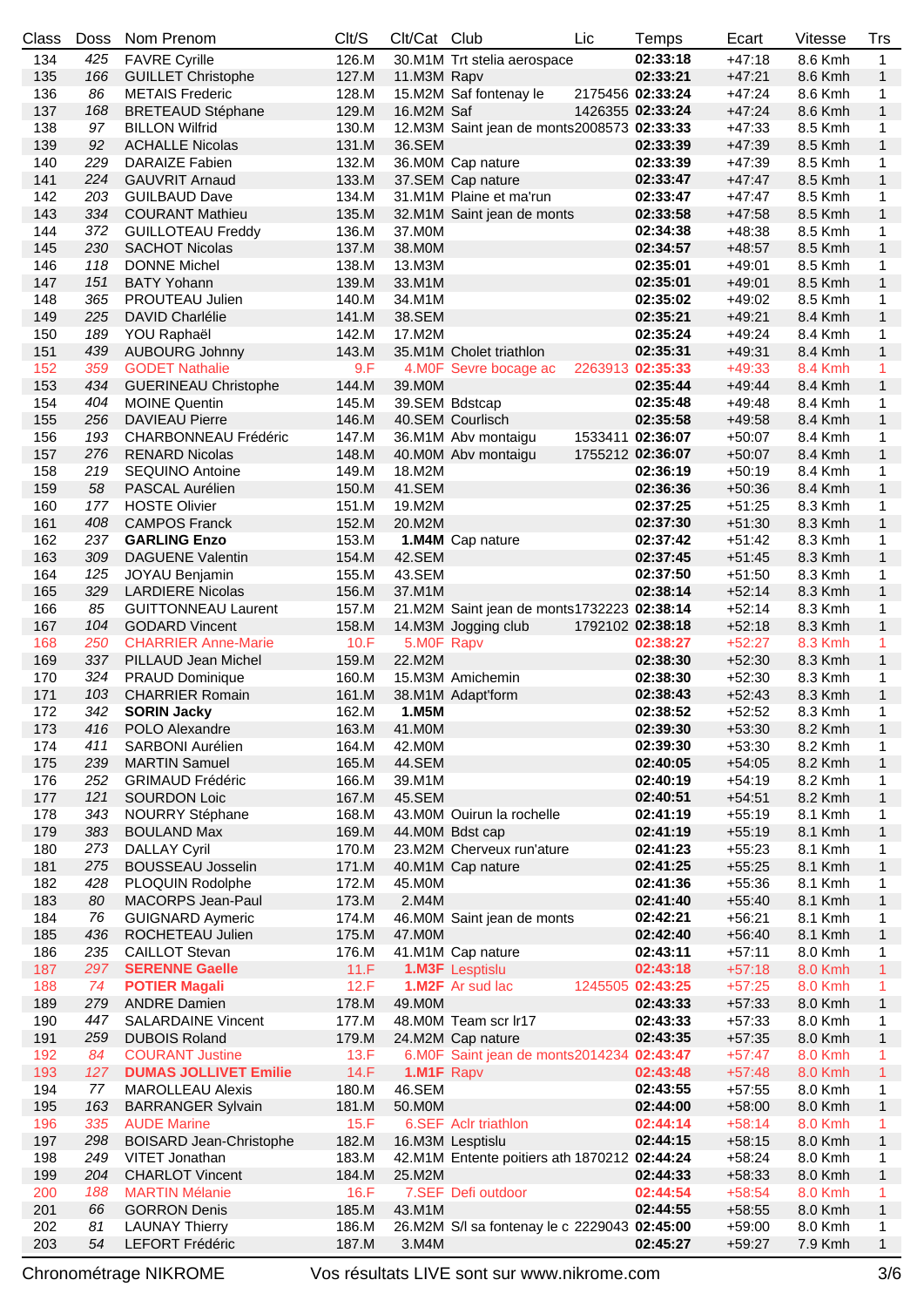| Class | Doss | Nom Prenom | Clt/S | Clt/Cat | Club | Lic | Temps | Ecart | Vitesse | Trs |
|---|---|---|---|---|---|---|---|---|---|---|
| 134 | 425 | FAVRE Cyrille | 126.M | 30.M1M | Trt stelia aerospace | | **02:33:18** | +47:18 | 8.6 Kmh | 1 |
| 135 | 166 | GUILLET Christophe | 127.M | 11.M3M | Rapv | | **02:33:21** | +47:21 | 8.6 Kmh | 1 |
| 136 | 86 | METAIS Frederic | 128.M | 15.M2M | Saf fontenay le | 2175456 | **02:33:24** | +47:24 | 8.6 Kmh | 1 |
| 137 | 168 | BRETEAUD Stéphane | 129.M | 16.M2M | Saf | 1426355 | **02:33:24** | +47:24 | 8.6 Kmh | 1 |
| 138 | 97 | BILLON Wilfrid | 130.M | 12.M3M | Saint jean de monts | 2008573 | **02:33:33** | +47:33 | 8.5 Kmh | 1 |
| 139 | 92 | ACHALLE Nicolas | 131.M | 36.SEM | | | **02:33:39** | +47:39 | 8.5 Kmh | 1 |
| 140 | 229 | DARAIZE Fabien | 132.M | 36.M0M | Cap nature | | **02:33:39** | +47:39 | 8.5 Kmh | 1 |
| 141 | 224 | GAUVRIT Arnaud | 133.M | 37.SEM | Cap nature | | **02:33:47** | +47:47 | 8.5 Kmh | 1 |
| 142 | 203 | GUILBAUD Dave | 134.M | 31.M1M | Plaine et ma'run | | **02:33:47** | +47:47 | 8.5 Kmh | 1 |
| 143 | 334 | COURANT Mathieu | 135.M | 32.M1M | Saint jean de monts | | **02:33:58** | +47:58 | 8.5 Kmh | 1 |
| 144 | 372 | GUILLOTEAU Freddy | 136.M | 37.M0M | | | **02:34:38** | +48:38 | 8.5 Kmh | 1 |
| 145 | 230 | SACHOT Nicolas | 137.M | 38.M0M | | | **02:34:57** | +48:57 | 8.5 Kmh | 1 |
| 146 | 118 | DONNE Michel | 138.M | 13.M3M | | | **02:35:01** | +49:01 | 8.5 Kmh | 1 |
| 147 | 151 | BATY Yohann | 139.M | 33.M1M | | | **02:35:01** | +49:01 | 8.5 Kmh | 1 |
| 148 | 365 | PROUTEAU Julien | 140.M | 34.M1M | | | **02:35:02** | +49:02 | 8.5 Kmh | 1 |
| 149 | 225 | DAVID Charlélie | 141.M | 38.SEM | | | **02:35:21** | +49:21 | 8.4 Kmh | 1 |
| 150 | 189 | YOU Raphaël | 142.M | 17.M2M | | | **02:35:24** | +49:24 | 8.4 Kmh | 1 |
| 151 | 439 | AUBOURG Johnny | 143.M | 35.M1M | Cholet triathlon | | **02:35:31** | +49:31 | 8.4 Kmh | 1 |
| 152 | 359 | GODET Nathalie | 9.F | 4.M0F | Sevre bocage ac | 2263913 | **02:35:33** | +49:33 | 8.4 Kmh | 1 |
| 153 | 434 | GUERINEAU Christophe | 144.M | 39.M0M | | | **02:35:44** | +49:44 | 8.4 Kmh | 1 |
| 154 | 404 | MOINE Quentin | 145.M | 39.SEM | Bdstcap | | **02:35:48** | +49:48 | 8.4 Kmh | 1 |
| 155 | 256 | DAVIEAU Pierre | 146.M | 40.SEM | Courlisch | | **02:35:58** | +49:58 | 8.4 Kmh | 1 |
| 156 | 193 | CHARBONNEAU Frédéric | 147.M | 36.M1M | Abv montaigu | 1533411 | **02:36:07** | +50:07 | 8.4 Kmh | 1 |
| 157 | 276 | RENARD Nicolas | 148.M | 40.M0M | Abv montaigu | 1755212 | **02:36:07** | +50:07 | 8.4 Kmh | 1 |
| 158 | 219 | SEQUINO Antoine | 149.M | 18.M2M | | | **02:36:19** | +50:19 | 8.4 Kmh | 1 |
| 159 | 58 | PASCAL Aurélien | 150.M | 41.SEM | | | **02:36:36** | +50:36 | 8.4 Kmh | 1 |
| 160 | 177 | HOSTE Olivier | 151.M | 19.M2M | | | **02:37:25** | +51:25 | 8.3 Kmh | 1 |
| 161 | 408 | CAMPOS Franck | 152.M | 20.M2M | | | **02:37:30** | +51:30 | 8.3 Kmh | 1 |
| 162 | 237 | **GARLING Enzo** | 153.M | **1.M4M** | Cap nature | | **02:37:42** | +51:42 | 8.3 Kmh | 1 |
| 163 | 309 | DAGUENE Valentin | 154.M | 42.SEM | | | **02:37:45** | +51:45 | 8.3 Kmh | 1 |
| 164 | 125 | JOYAU Benjamin | 155.M | 43.SEM | | | **02:37:50** | +51:50 | 8.3 Kmh | 1 |
| 165 | 329 | LARDIERE Nicolas | 156.M | 37.M1M | | | **02:38:14** | +52:14 | 8.3 Kmh | 1 |
| 166 | 85 | GUITTONNEAU Laurent | 157.M | 21.M2M | Saint jean de monts | 1732223 | **02:38:14** | +52:14 | 8.3 Kmh | 1 |
| 167 | 104 | GODARD Vincent | 158.M | 14.M3M | Jogging club | 1792102 | **02:38:18** | +52:18 | 8.3 Kmh | 1 |
| 168 | 250 | CHARRIER Anne-Marie | 10.F | 5.M0F | Rapv | | **02:38:27** | +52:27 | 8.3 Kmh | 1 |
| 169 | 337 | PILLAUD Jean Michel | 159.M | 22.M2M | | | **02:38:30** | +52:30 | 8.3 Kmh | 1 |
| 170 | 324 | PRAUD Dominique | 160.M | 15.M3M | Amichemin | | **02:38:30** | +52:30 | 8.3 Kmh | 1 |
| 171 | 103 | CHARRIER Romain | 161.M | 38.M1M | Adapt'form | | **02:38:43** | +52:43 | 8.3 Kmh | 1 |
| 172 | 342 | **SORIN Jacky** | 162.M | **1.M5M** | | | **02:38:52** | +52:52 | 8.3 Kmh | 1 |
| 173 | 416 | POLO Alexandre | 163.M | 41.M0M | | | **02:39:30** | +53:30 | 8.2 Kmh | 1 |
| 174 | 411 | SARBONI Aurélien | 164.M | 42.M0M | | | **02:39:30** | +53:30 | 8.2 Kmh | 1 |
| 175 | 239 | MARTIN Samuel | 165.M | 44.SEM | | | **02:40:05** | +54:05 | 8.2 Kmh | 1 |
| 176 | 252 | GRIMAUD Frédéric | 166.M | 39.M1M | | | **02:40:19** | +54:19 | 8.2 Kmh | 1 |
| 177 | 121 | SOURDON Loic | 167.M | 45.SEM | | | **02:40:51** | +54:51 | 8.2 Kmh | 1 |
| 178 | 343 | NOURRY Stéphane | 168.M | 43.M0M | Ouirun la rochelle | | **02:41:19** | +55:19 | 8.1 Kmh | 1 |
| 179 | 383 | BOULAND Max | 169.M | 44.M0M | Bdst cap | | **02:41:19** | +55:19 | 8.1 Kmh | 1 |
| 180 | 273 | DALLAY Cyril | 170.M | 23.M2M | Cherveux run'ature | | **02:41:23** | +55:23 | 8.1 Kmh | 1 |
| 181 | 275 | BOUSSEAU Josselin | 171.M | 40.M1M | Cap nature | | **02:41:25** | +55:25 | 8.1 Kmh | 1 |
| 182 | 428 | PLOQUIN Rodolphe | 172.M | 45.M0M | | | **02:41:36** | +55:36 | 8.1 Kmh | 1 |
| 183 | 80 | MACORPS Jean-Paul | 173.M | 2.M4M | | | **02:41:40** | +55:40 | 8.1 Kmh | 1 |
| 184 | 76 | GUIGNARD Aymeric | 174.M | 46.M0M | Saint jean de monts | | **02:42:21** | +56:21 | 8.1 Kmh | 1 |
| 185 | 436 | ROCHETEAU Julien | 175.M | 47.M0M | | | **02:42:40** | +56:40 | 8.1 Kmh | 1 |
| 186 | 235 | CAILLOT Stevan | 176.M | 41.M1M | Cap nature | | **02:43:11** | +57:11 | 8.0 Kmh | 1 |
| 187 | 297 | **SERENNE Gaelle** | 11.F | **1.M3F** | Lesptislu | | **02:43:18** | +57:18 | 8.0 Kmh | 1 |
| 188 | 74 | **POTIER Magali** | 12.F | **1.M2F** | Ar sud lac | 1245505 | **02:43:25** | +57:25 | 8.0 Kmh | 1 |
| 189 | 279 | ANDRE Damien | 178.M | 49.M0M | | | **02:43:33** | +57:33 | 8.0 Kmh | 1 |
| 190 | 447 | SALARDAINE Vincent | 177.M | 48.M0M | Team scr lr17 | | **02:43:33** | +57:33 | 8.0 Kmh | 1 |
| 191 | 259 | DUBOIS Roland | 179.M | 24.M2M | Cap nature | | **02:43:35** | +57:35 | 8.0 Kmh | 1 |
| 192 | 84 | COURANT Justine | 13.F | 6.M0F | Saint jean de monts | 2014234 | **02:43:47** | +57:47 | 8.0 Kmh | 1 |
| 193 | 127 | **DUMAS JOLLIVET Emilie** | 14.F | **1.M1F** | Rapv | | **02:43:48** | +57:48 | 8.0 Kmh | 1 |
| 194 | 77 | MAROLLEAU Alexis | 180.M | 46.SEM | | | **02:43:55** | +57:55 | 8.0 Kmh | 1 |
| 195 | 163 | BARRANGER Sylvain | 181.M | 50.M0M | | | **02:44:00** | +58:00 | 8.0 Kmh | 1 |
| 196 | 335 | AUDE Marine | 15.F | 6.SEF | Aclr triathlon | | **02:44:14** | +58:14 | 8.0 Kmh | 1 |
| 197 | 298 | BOISARD Jean-Christophe | 182.M | 16.M3M | Lesptislu | | **02:44:15** | +58:15 | 8.0 Kmh | 1 |
| 198 | 249 | VITET Jonathan | 183.M | 42.M1M | Entente poitiers ath | 1870212 | **02:44:24** | +58:24 | 8.0 Kmh | 1 |
| 199 | 204 | CHARLOT Vincent | 184.M | 25.M2M | | | **02:44:33** | +58:33 | 8.0 Kmh | 1 |
| 200 | 188 | MARTIN Mélanie | 16.F | 7.SEF | Defi outdoor | | **02:44:54** | +58:54 | 8.0 Kmh | 1 |
| 201 | 66 | GORRON Denis | 185.M | 43.M1M | | | **02:44:55** | +58:55 | 8.0 Kmh | 1 |
| 202 | 81 | LAUNAY Thierry | 186.M | 26.M2M | S/l sa fontenay le c | 2229043 | **02:45:00** | +59:00 | 8.0 Kmh | 1 |
| 203 | 54 | LEFORT Frédéric | 187.M | 3.M4M | | | **02:45:27** | +59:27 | 7.9 Kmh | 1 |

Chronométrage NIKROME — Vos résultats LIVE sont sur www.nikrome.com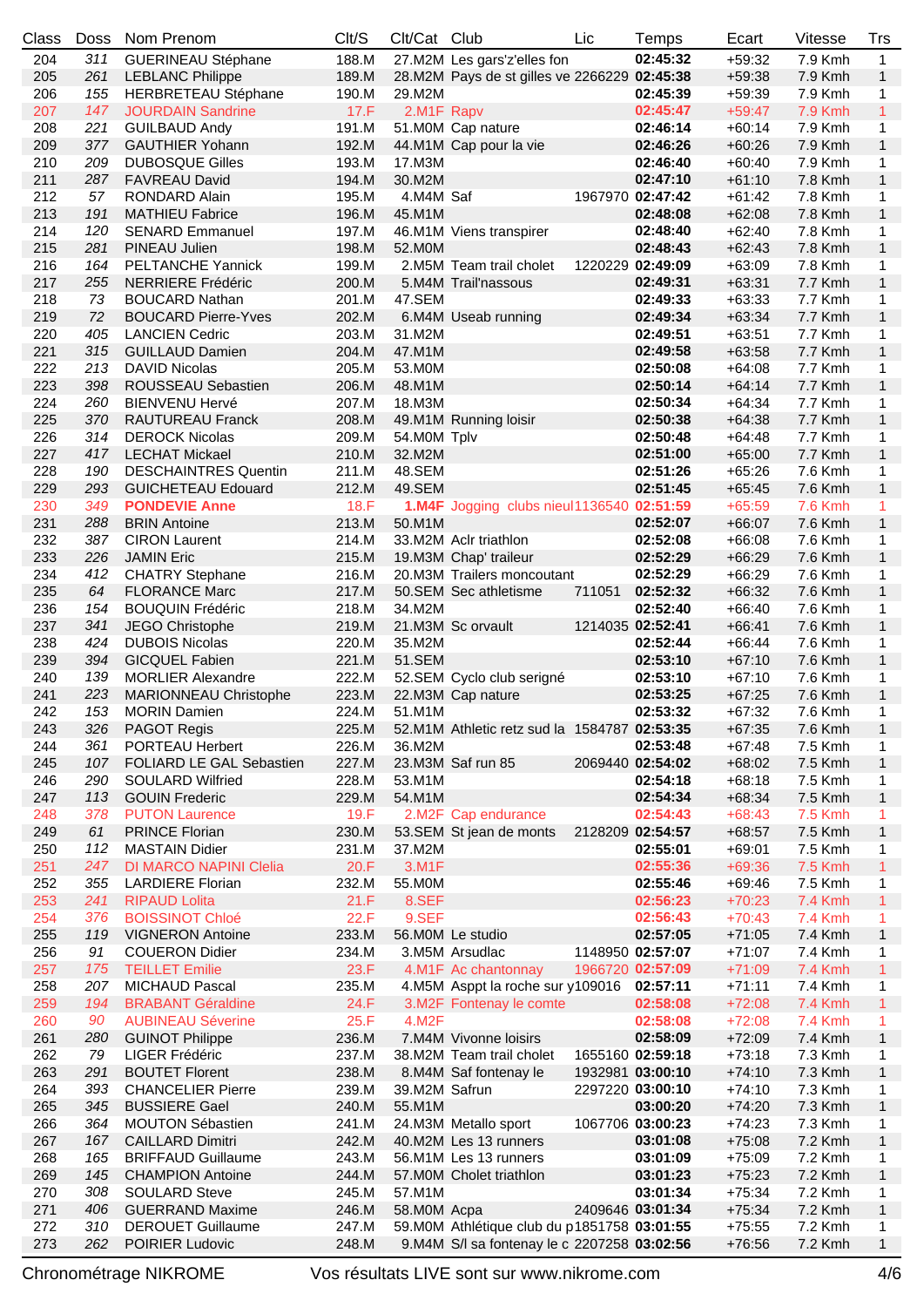| Class | Doss | Nom Prenom | Clt/S | Clt/Cat | Club | Lic | Temps | Ecart | Vitesse | Trs |
|---|---|---|---|---|---|---|---|---|---|---|
| 204 | 311 | GUERINEAU Stéphane | 188.M | 27.M2M | Les gars'z'elles fon | | 02:45:32 | +59:32 | 7.9 Kmh | 1 |
| 205 | 261 | LEBLANC Philippe | 189.M | 28.M2M | Pays de st gilles ve | 2266229 | 02:45:38 | +59:38 | 7.9 Kmh | 1 |
| 206 | 155 | HERBRETEAU Stéphane | 190.M | 29.M2M | | | 02:45:39 | +59:39 | 7.9 Kmh | 1 |
| 207 | 147 | JOURDAIN Sandrine | 17.F | 2.M1F | Rapv | | 02:45:47 | +59:47 | 7.9 Kmh | 1 |
| 208 | 221 | GUILBAUD Andy | 191.M | 51.M0M | Cap nature | | 02:46:14 | +60:14 | 7.9 Kmh | 1 |
| 209 | 377 | GAUTHIER Yohann | 192.M | 44.M1M | Cap pour la vie | | 02:46:26 | +60:26 | 7.9 Kmh | 1 |
| 210 | 209 | DUBOSQUE Gilles | 193.M | 17.M3M | | | 02:46:40 | +60:40 | 7.9 Kmh | 1 |
| 211 | 287 | FAVREAU David | 194.M | 30.M2M | | | 02:47:10 | +61:10 | 7.8 Kmh | 1 |
| 212 | 57 | RONDARD Alain | 195.M | 4.M4M | Saf | 1967970 | 02:47:42 | +61:42 | 7.8 Kmh | 1 |
| 213 | 191 | MATHIEU Fabrice | 196.M | 45.M1M | | | 02:48:08 | +62:08 | 7.8 Kmh | 1 |
| 214 | 120 | SENARD Emmanuel | 197.M | 46.M1M | Viens transpirer | | 02:48:40 | +62:40 | 7.8 Kmh | 1 |
| 215 | 281 | PINEAU Julien | 198.M | 52.M0M | | | 02:48:43 | +62:43 | 7.8 Kmh | 1 |
| 216 | 164 | PELTANCHE Yannick | 199.M | 2.M5M | Team trail cholet | 1220229 | 02:49:09 | +63:09 | 7.8 Kmh | 1 |
| 217 | 255 | NERRIERE Frédéric | 200.M | 5.M4M | Trail'nassous | | 02:49:31 | +63:31 | 7.7 Kmh | 1 |
| 218 | 73 | BOUCARD Nathan | 201.M | 47.SEM | | | 02:49:33 | +63:33 | 7.7 Kmh | 1 |
| 219 | 72 | BOUCARD Pierre-Yves | 202.M | 6.M4M | Useab running | | 02:49:34 | +63:34 | 7.7 Kmh | 1 |
| 220 | 405 | LANCIEN Cedric | 203.M | 31.M2M | | | 02:49:51 | +63:51 | 7.7 Kmh | 1 |
| 221 | 315 | GUILLAUD Damien | 204.M | 47.M1M | | | 02:49:58 | +63:58 | 7.7 Kmh | 1 |
| 222 | 213 | DAVID Nicolas | 205.M | 53.M0M | | | 02:50:08 | +64:08 | 7.7 Kmh | 1 |
| 223 | 398 | ROUSSEAU Sebastien | 206.M | 48.M1M | | | 02:50:14 | +64:14 | 7.7 Kmh | 1 |
| 224 | 260 | BIENVENU Hervé | 207.M | 18.M3M | | | 02:50:34 | +64:34 | 7.7 Kmh | 1 |
| 225 | 370 | RAUTUREAU Franck | 208.M | 49.M1M | Running loisir | | 02:50:38 | +64:38 | 7.7 Kmh | 1 |
| 226 | 314 | DEROCK Nicolas | 209.M | 54.M0M | Tplv | | 02:50:48 | +64:48 | 7.7 Kmh | 1 |
| 227 | 417 | LECHAT Mickael | 210.M | 32.M2M | | | 02:51:00 | +65:00 | 7.7 Kmh | 1 |
| 228 | 190 | DESCHAINTRES Quentin | 211.M | 48.SEM | | | 02:51:26 | +65:26 | 7.6 Kmh | 1 |
| 229 | 293 | GUICHETEAU Edouard | 212.M | 49.SEM | | | 02:51:45 | +65:45 | 7.6 Kmh | 1 |
| 230 | 349 | **PONDEVIE Anne** | 18.F | **1.M4F** | Jogging clubs nieul | 1136540 | 02:51:59 | +65:59 | 7.6 Kmh | 1 |
| 231 | 288 | BRIN Antoine | 213.M | 50.M1M | | | 02:52:07 | +66:07 | 7.6 Kmh | 1 |
| 232 | 387 | CIRON Laurent | 214.M | 33.M2M | Aclr triathlon | | 02:52:08 | +66:08 | 7.6 Kmh | 1 |
| 233 | 226 | JAMIN Eric | 215.M | 19.M3M | Chap' traileur | | 02:52:29 | +66:29 | 7.6 Kmh | 1 |
| 234 | 412 | CHATRY Stephane | 216.M | 20.M3M | Trailers moncoutant | | 02:52:29 | +66:29 | 7.6 Kmh | 1 |
| 235 | 64 | FLORANCE Marc | 217.M | 50.SEM | Sec athletisme | 711051 | 02:52:32 | +66:32 | 7.6 Kmh | 1 |
| 236 | 154 | BOUQUIN Frédéric | 218.M | 34.M2M | | | 02:52:40 | +66:40 | 7.6 Kmh | 1 |
| 237 | 341 | JEGO Christophe | 219.M | 21.M3M | Sc orvault | 1214035 | 02:52:41 | +66:41 | 7.6 Kmh | 1 |
| 238 | 424 | DUBOIS Nicolas | 220.M | 35.M2M | | | 02:52:44 | +66:44 | 7.6 Kmh | 1 |
| 239 | 394 | GICQUEL Fabien | 221.M | 51.SEM | | | 02:53:10 | +67:10 | 7.6 Kmh | 1 |
| 240 | 139 | MORLIER Alexandre | 222.M | 52.SEM | Cyclo club serigné | | 02:53:10 | +67:10 | 7.6 Kmh | 1 |
| 241 | 223 | MARIONNEAU Christophe | 223.M | 22.M3M | Cap nature | | 02:53:25 | +67:25 | 7.6 Kmh | 1 |
| 242 | 153 | MORIN Damien | 224.M | 51.M1M | | | 02:53:32 | +67:32 | 7.6 Kmh | 1 |
| 243 | 326 | PAGOT Regis | 225.M | 52.M1M | Athletic retz sud la | 1584787 | 02:53:35 | +67:35 | 7.6 Kmh | 1 |
| 244 | 361 | PORTEAU Herbert | 226.M | 36.M2M | | | 02:53:48 | +67:48 | 7.5 Kmh | 1 |
| 245 | 107 | FOLIARD LE GAL Sebastien | 227.M | 23.M3M | Saf run 85 | 2069440 | 02:54:02 | +68:02 | 7.5 Kmh | 1 |
| 246 | 290 | SOULARD Wilfried | 228.M | 53.M1M | | | 02:54:18 | +68:18 | 7.5 Kmh | 1 |
| 247 | 113 | GOUIN Frederic | 229.M | 54.M1M | | | 02:54:34 | +68:34 | 7.5 Kmh | 1 |
| 248 | 378 | PUTON Laurence | 19.F | 2.M2F | Cap endurance | | 02:54:43 | +68:43 | 7.5 Kmh | 1 |
| 249 | 61 | PRINCE Florian | 230.M | 53.SEM | St jean de monts | 2128209 | 02:54:57 | +68:57 | 7.5 Kmh | 1 |
| 250 | 112 | MASTAIN Didier | 231.M | 37.M2M | | | 02:55:01 | +69:01 | 7.5 Kmh | 1 |
| 251 | 247 | DI MARCO NAPINI Clelia | 20.F | 3.M1F | | | 02:55:36 | +69:36 | 7.5 Kmh | 1 |
| 252 | 355 | LARDIERE Florian | 232.M | 55.M0M | | | 02:55:46 | +69:46 | 7.5 Kmh | 1 |
| 253 | 241 | RIPAUD Lolita | 21.F | 8.SEF | | | 02:56:23 | +70:23 | 7.4 Kmh | 1 |
| 254 | 376 | BOISSINOT Chloé | 22.F | 9.SEF | | | 02:56:43 | +70:43 | 7.4 Kmh | 1 |
| 255 | 119 | VIGNERON Antoine | 233.M | 56.M0M | Le studio | | 02:57:05 | +71:05 | 7.4 Kmh | 1 |
| 256 | 91 | COUERON Didier | 234.M | 3.M5M | Arsudlac | 1148950 | 02:57:07 | +71:07 | 7.4 Kmh | 1 |
| 257 | 175 | TEILLET Emilie | 23.F | 4.M1F | Ac chantonnay | 1966720 | 02:57:09 | +71:09 | 7.4 Kmh | 1 |
| 258 | 207 | MICHAUD Pascal | 235.M | 4.M5M | Asppt la roche sur y | 109016 | 02:57:11 | +71:11 | 7.4 Kmh | 1 |
| 259 | 194 | BRABANT Géraldine | 24.F | 3.M2F | Fontenay le comte | | 02:58:08 | +72:08 | 7.4 Kmh | 1 |
| 260 | 90 | AUBINEAU Séverine | 25.F | 4.M2F | | | 02:58:08 | +72:08 | 7.4 Kmh | 1 |
| 261 | 280 | GUINOT Philippe | 236.M | 7.M4M | Vivonne loisirs | | 02:58:09 | +72:09 | 7.4 Kmh | 1 |
| 262 | 79 | LIGER Frédéric | 237.M | 38.M2M | Team trail cholet | 1655160 | 02:59:18 | +73:18 | 7.3 Kmh | 1 |
| 263 | 291 | BOUTET Florent | 238.M | 8.M4M | Saf fontenay le | 1932981 | 03:00:10 | +74:10 | 7.3 Kmh | 1 |
| 264 | 393 | CHANCELIER Pierre | 239.M | 39.M2M | Safrun | 2297220 | 03:00:10 | +74:10 | 7.3 Kmh | 1 |
| 265 | 345 | BUSSIERE Gael | 240.M | 55.M1M | | | 03:00:20 | +74:20 | 7.3 Kmh | 1 |
| 266 | 364 | MOUTON Sébastien | 241.M | 24.M3M | Metallo sport | 1067706 | 03:00:23 | +74:23 | 7.3 Kmh | 1 |
| 267 | 167 | CAILLARD Dimitri | 242.M | 40.M2M | Les 13 runners | | 03:01:08 | +75:08 | 7.2 Kmh | 1 |
| 268 | 165 | BRIFFAUD Guillaume | 243.M | 56.M1M | Les 13 runners | | 03:01:09 | +75:09 | 7.2 Kmh | 1 |
| 269 | 145 | CHAMPION Antoine | 244.M | 57.M0M | Cholet triathlon | | 03:01:23 | +75:23 | 7.2 Kmh | 1 |
| 270 | 308 | SOULARD Steve | 245.M | 57.M1M | | | 03:01:34 | +75:34 | 7.2 Kmh | 1 |
| 271 | 406 | GUERRAND Maxime | 246.M | 58.M0M | Acpa | 2409646 | 03:01:34 | +75:34 | 7.2 Kmh | 1 |
| 272 | 310 | DEROUET Guillaume | 247.M | 59.M0M | Athlétique club du p | 1851758 | 03:01:55 | +75:55 | 7.2 Kmh | 1 |
| 273 | 262 | POIRIER Ludovic | 248.M | 9.M4M | S/l sa fontenay le c | 2207258 | 03:02:56 | +76:56 | 7.2 Kmh | 1 |

Chronométrage NIKROME    Vos résultats LIVE sont sur www.nikrome.com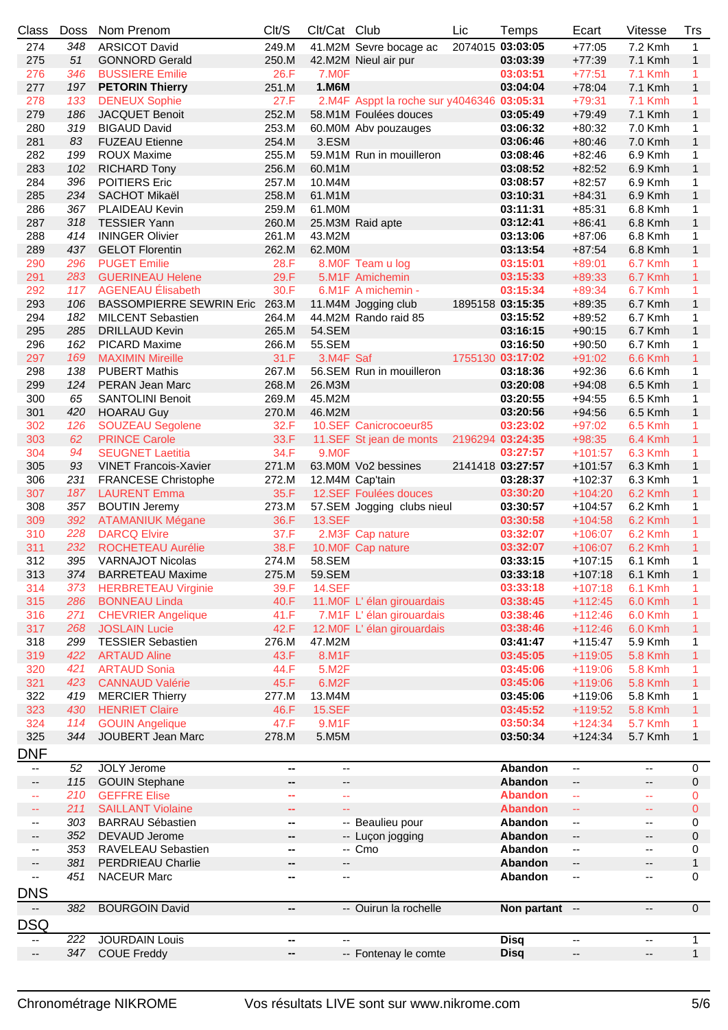| Class | Doss | Nom Prenom | Clt/S | Clt/Cat | Club | Lic | Temps | Ecart | Vitesse | Trs |
|---|---|---|---|---|---|---|---|---|---|---|
| 274 | 348 | ARSICOT David | 249.M | 41.M2M | Sevre bocage ac | 2074015 | **03:03:05** | +77:05 | 7.2 Kmh | 1 |
| 275 | 51 | GONNORD Gerald | 250.M | 42.M2M | Nieul air pur | | **03:03:39** | +77:39 | 7.1 Kmh | 1 |
| 276 | 346 | BUSSIERE Emilie | 26.F | 7.M0F | | | **03:03:51** | +77:51 | 7.1 Kmh | 1 |
| 277 | 197 | **PETORIN Thierry** | 251.M | **1.M6M** | | | **03:04:04** | +78:04 | 7.1 Kmh | 1 |
| 278 | 133 | DENEUX Sophie | 27.F | 2.M4F | Asppt la roche sur y | 4046346 | **03:05:31** | +79:31 | 7.1 Kmh | 1 |
| 279 | 186 | JACQUET Benoit | 252.M | 58.M1M | Foulées douces | | **03:05:49** | +79:49 | 7.1 Kmh | 1 |
| 280 | 319 | BIGAUD David | 253.M | 60.M0M | Abv pouzauges | | **03:06:32** | +80:32 | 7.0 Kmh | 1 |
| 281 | 83 | FUZEAU Etienne | 254.M | 3.ESM | | | **03:06:46** | +80:46 | 7.0 Kmh | 1 |
| 282 | 199 | ROUX Maxime | 255.M | 59.M1M | Run in mouilleron | | **03:08:46** | +82:46 | 6.9 Kmh | 1 |
| 283 | 102 | RICHARD Tony | 256.M | 60.M1M | | | **03:08:52** | +82:52 | 6.9 Kmh | 1 |
| 284 | 396 | POITIERS Eric | 257.M | 10.M4M | | | **03:08:57** | +82:57 | 6.9 Kmh | 1 |
| 285 | 234 | SACHOT Mikaël | 258.M | 61.M1M | | | **03:10:31** | +84:31 | 6.9 Kmh | 1 |
| 286 | 367 | PLAIDEAU Kevin | 259.M | 61.M0M | | | **03:11:31** | +85:31 | 6.8 Kmh | 1 |
| 287 | 318 | TESSIER Yann | 260.M | 25.M3M | Raid apte | | **03:12:41** | +86:41 | 6.8 Kmh | 1 |
| 288 | 414 | ININGER Olivier | 261.M | 43.M2M | | | **03:13:06** | +87:06 | 6.8 Kmh | 1 |
| 289 | 437 | GELOT Florentin | 262.M | 62.M0M | | | **03:13:54** | +87:54 | 6.8 Kmh | 1 |
| 290 | 296 | PUGET Emilie | 28.F | 8.M0F | Team u log | | **03:15:01** | +89:01 | 6.7 Kmh | 1 |
| 291 | 283 | GUERINEAU Helene | 29.F | 5.M1F | Amichemin | | **03:15:33** | +89:33 | 6.7 Kmh | 1 |
| 292 | 117 | AGENEAU Élisabeth | 30.F | 6.M1F | A michemin - | | **03:15:34** | +89:34 | 6.7 Kmh | 1 |
| 293 | 106 | BASSOMPIERRE SEWRIN Eric | 263.M | 11.M4M | Jogging club | 1895158 | **03:15:35** | +89:35 | 6.7 Kmh | 1 |
| 294 | 182 | MILCENT Sebastien | 264.M | 44.M2M | Rando raid 85 | | **03:15:52** | +89:52 | 6.7 Kmh | 1 |
| 295 | 285 | DRILLAUD Kevin | 265.M | 54.SEM | | | **03:16:15** | +90:15 | 6.7 Kmh | 1 |
| 296 | 162 | PICARD Maxime | 266.M | 55.SEM | | | **03:16:50** | +90:50 | 6.7 Kmh | 1 |
| 297 | 169 | MAXIMIN Mireille | 31.F | 3.M4F | Saf | 1755130 | **03:17:02** | +91:02 | 6.6 Kmh | 1 |
| 298 | 138 | PUBERT Mathis | 267.M | 56.SEM | Run in mouilleron | | **03:18:36** | +92:36 | 6.6 Kmh | 1 |
| 299 | 124 | PERAN Jean Marc | 268.M | 26.M3M | | | **03:20:08** | +94:08 | 6.5 Kmh | 1 |
| 300 | 65 | SANTOLINI Benoit | 269.M | 45.M2M | | | **03:20:55** | +94:55 | 6.5 Kmh | 1 |
| 301 | 420 | HOARAU Guy | 270.M | 46.M2M | | | **03:20:56** | +94:56 | 6.5 Kmh | 1 |
| 302 | 126 | SOUZEAU Segolene | 32.F | 10.SEF | Canicrocoeur85 | | **03:23:02** | +97:02 | 6.5 Kmh | 1 |
| 303 | 62 | PRINCE Carole | 33.F | 11.SEF | St jean de monts | 2196294 | **03:24:35** | +98:35 | 6.4 Kmh | 1 |
| 304 | 94 | SEUGNET Laetitia | 34.F | 9.M0F | | | **03:27:57** | +101:57 | 6.3 Kmh | 1 |
| 305 | 93 | VINET Francois-Xavier | 271.M | 63.M0M | Vo2 bessines | 2141418 | **03:27:57** | +101:57 | 6.3 Kmh | 1 |
| 306 | 231 | FRANCESE Christophe | 272.M | 12.M4M | Cap'tain | | **03:28:37** | +102:37 | 6.3 Kmh | 1 |
| 307 | 187 | LAURENT Emma | 35.F | 12.SEF | Foulées douces | | **03:30:20** | +104:20 | 6.2 Kmh | 1 |
| 308 | 357 | BOUTIN Jeremy | 273.M | 57.SEM | Jogging clubs nieul | | **03:30:57** | +104:57 | 6.2 Kmh | 1 |
| 309 | 392 | ATAMANIUK Mégane | 36.F | 13.SEF | | | **03:30:58** | +104:58 | 6.2 Kmh | 1 |
| 310 | 228 | DARCQ Elvire | 37.F | 2.M3F | Cap nature | | **03:32:07** | +106:07 | 6.2 Kmh | 1 |
| 311 | 232 | ROCHETEAU Aurélie | 38.F | 10.M0F | Cap nature | | **03:32:07** | +106:07 | 6.2 Kmh | 1 |
| 312 | 395 | VARNAJOT Nicolas | 274.M | 58.SEM | | | **03:33:15** | +107:15 | 6.1 Kmh | 1 |
| 313 | 374 | BARRETEAU Maxime | 275.M | 59.SEM | | | **03:33:18** | +107:18 | 6.1 Kmh | 1 |
| 314 | 373 | HERBRETEAU Virginie | 39.F | 14.SEF | | | **03:33:18** | +107:18 | 6.1 Kmh | 1 |
| 315 | 286 | BONNEAU Linda | 40.F | 11.M0F | L' élan girouardais | | **03:38:45** | +112:45 | 6.0 Kmh | 1 |
| 316 | 271 | CHEVRIER Angelique | 41.F | 7.M1F | L' élan girouardais | | **03:38:46** | +112:46 | 6.0 Kmh | 1 |
| 317 | 268 | JOSLAIN Lucie | 42.F | 12.M0F | L' élan girouardais | | **03:38:46** | +112:46 | 6.0 Kmh | 1 |
| 318 | 299 | TESSIER Sebastien | 276.M | 47.M2M | | | **03:41:47** | +115:47 | 5.9 Kmh | 1 |
| 319 | 422 | ARTAUD Aline | 43.F | 8.M1F | | | **03:45:05** | +119:05 | 5.8 Kmh | 1 |
| 320 | 421 | ARTAUD Sonia | 44.F | 5.M2F | | | **03:45:06** | +119:06 | 5.8 Kmh | 1 |
| 321 | 423 | CANNAUD Valérie | 45.F | 6.M2F | | | **03:45:06** | +119:06 | 5.8 Kmh | 1 |
| 322 | 419 | MERCIER Thierry | 277.M | 13.M4M | | | **03:45:06** | +119:06 | 5.8 Kmh | 1 |
| 323 | 430 | HENRIET Claire | 46.F | 15.SEF | | | **03:45:52** | +119:52 | 5.8 Kmh | 1 |
| 324 | 114 | GOUIN Angelique | 47.F | 9.M1F | | | **03:50:34** | +124:34 | 5.7 Kmh | 1 |
| 325 | 344 | JOUBERT Jean Marc | 278.M | 5.M5M | | | **03:50:34** | +124:34 | 5.7 Kmh | 1 |

## DNF

| Class | Doss | Nom Prenom | Clt/S | Clt/Cat | Club | Lic | Temps | Ecart | Vitesse | Trs |
|---|---|---|---|---|---|---|---|---|---|---|
| -- | 52 | JOLY Jerome | -- | -- | | | **Abandon** | -- | -- | 0 |
| -- | 115 | GOUIN Stephane | -- | -- | | | **Abandon** | -- | -- | 0 |
| -- | 210 | GEFFRE Elise | -- | -- | | | **Abandon** | -- | -- | 0 |
| -- | 211 | SAILLANT Violaine | -- | -- | | | **Abandon** | -- | -- | 0 |
| -- | 303 | BARRAU Sébastien | -- | -- | Beaulieu pour | | **Abandon** | -- | -- | 0 |
| -- | 352 | DEVAUD Jerome | -- | -- | Luçon jogging | | **Abandon** | -- | -- | 0 |
| -- | 353 | RAVELEAU Sebastien | -- | -- | Cmo | | **Abandon** | -- | -- | 0 |
| -- | 381 | PERDRIEAU Charlie | -- | -- | | | **Abandon** | -- | -- | 1 |
| -- | 451 | NACEUR Marc | -- | -- | | | **Abandon** | -- | -- | 0 |

## DNS

| Class | Doss | Nom Prenom | Clt/S | Clt/Cat | Club | Lic | Temps | Ecart | Vitesse | Trs |
|---|---|---|---|---|---|---|---|---|---|---|
| -- | 382 | BOURGOIN David | -- | -- | Ouirun la rochelle | | **Non partant** | -- | -- | 0 |

## DSQ

| Class | Doss | Nom Prenom | Clt/S | Clt/Cat | Club | Lic | Temps | Ecart | Vitesse | Trs |
|---|---|---|---|---|---|---|---|---|---|---|
| -- | 222 | JOURDAIN Louis | -- | -- | | | **Disq** | -- | -- | 1 |
| -- | 347 | COUE Freddy | -- | -- | Fontenay le comte | | **Disq** | -- | -- | 1 |

Chronométrage NIKROME — Vos résultats LIVE sont sur www.nikrome.com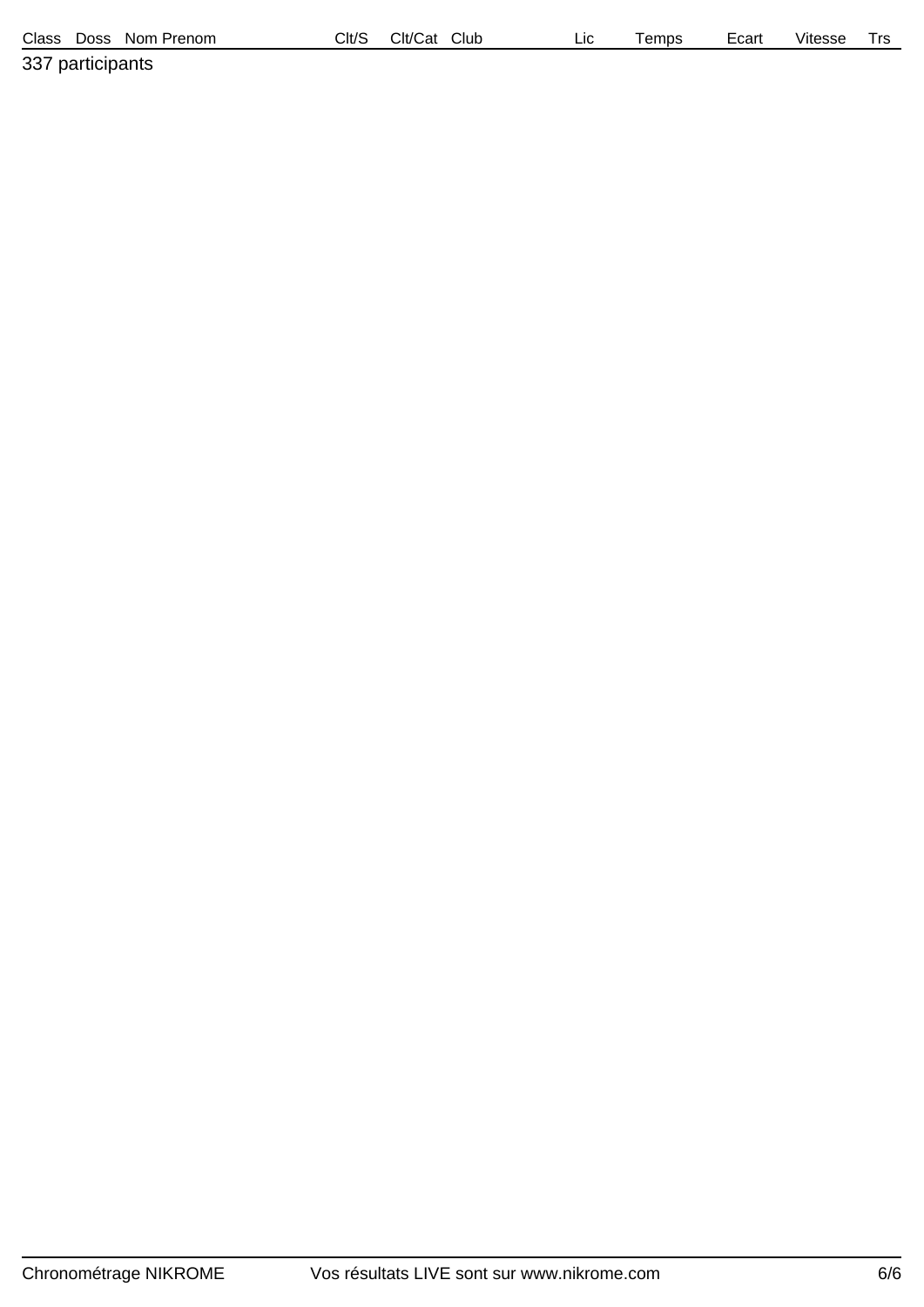| Class | Doss | Nom Prenom | Clt/S | Clt/Cat | Club | Lic | Temps | Ecart | Vitesse | Trs |
|---|---|---|---|---|---|---|---|---|---|---|

337 participants